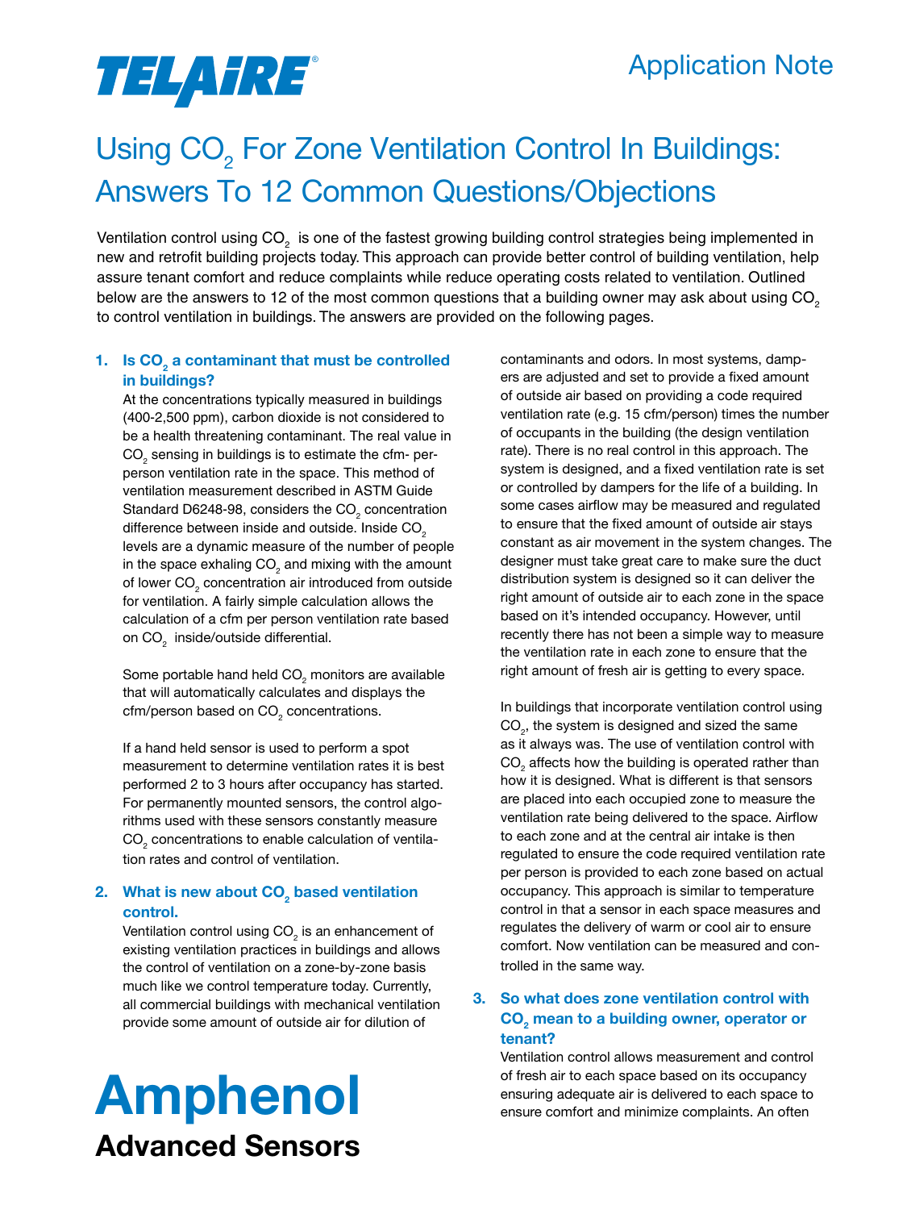TELAIRE®

Application Note

# Using $CO_2$ For Zone Ventilation Control In Buildings: Answers To 12 Common Questions/Objections

Ventilation control using $CO_2$ is one of the fastest growing building control strategies being implemented in new and retrofit building projects today. This approach can provide better control of building ventilation, help assure tenant comfort and reduce complaints while reduce operating costs related to ventilation. Outlined below are the answers to 12 of the most common questions that a building owner may ask about using $CO_2$ to control ventilation in buildings. The answers are provided on the following pages.

### 1. Is $CO_2$ a contaminant that must be controlled in buildings?

At the concentrations typically measured in buildings (400-2,500 ppm), carbon dioxide is not considered to be a health threatening contaminant. The real value in $CO_2$ sensing in buildings is to estimate the cfm- per-person ventilation rate in the space. This method of ventilation measurement described in ASTM Guide Standard D6248-98, considers the $CO_2$ concentration difference between inside and outside. Inside $CO_2$ levels are a dynamic measure of the number of people in the space exhaling $CO_2$ and mixing with the amount of lower $CO_2$ concentration air introduced from outside for ventilation. A fairly simple calculation allows the calculation of a cfm per person ventilation rate based on $CO_2$ inside/outside differential.

Some portable hand held $CO_2$ monitors are available that will automatically calculates and displays the cfm/person based on $CO_2$ concentrations.

If a hand held sensor is used to perform a spot measurement to determine ventilation rates it is best performed 2 to 3 hours after occupancy has started. For permanently mounted sensors, the control algorithms used with these sensors constantly measure $CO_2$ concentrations to enable calculation of ventilation rates and control of ventilation.

### 2. What is new about $CO_2$ based ventilation control.

Ventilation control using $CO_2$ is an enhancement of existing ventilation practices in buildings and allows the control of ventilation on a zone-by-zone basis much like we control temperature today. Currently, all commercial buildings with mechanical ventilation provide some amount of outside air for dilution of contaminants and odors. In most systems, dampers are adjusted and set to provide a fixed amount of outside air based on providing a code required ventilation rate (e.g. 15 cfm/person) times the number of occupants in the building (the design ventilation rate). There is no real control in this approach. The system is designed, and a fixed ventilation rate is set or controlled by dampers for the life of a building. In some cases airflow may be measured and regulated to ensure that the fixed amount of outside air stays constant as air movement in the system changes. The designer must take great care to make sure the duct distribution system is designed so it can deliver the right amount of outside air to each zone in the space based on it's intended occupancy. However, until recently there has not been a simple way to measure the ventilation rate in each zone to ensure that the right amount of fresh air is getting to every space.

In buildings that incorporate ventilation control using $CO_2$, the system is designed and sized the same as it always was. The use of ventilation control with $CO_2$ affects how the building is operated rather than how it is designed. What is different is that sensors are placed into each occupied zone to measure the ventilation rate being delivered to the space. Airflow to each zone and at the central air intake is then regulated to ensure the code required ventilation rate per person is provided to each zone based on actual occupancy. This approach is similar to temperature control in that a sensor in each space measures and regulates the delivery of warm or cool air to ensure comfort. Now ventilation can be measured and controlled in the same way.

### 3. So what does zone ventilation control with $CO_2$ mean to a building owner, operator or tenant?

Ventilation control allows measurement and control of fresh air to each space based on its occupancy ensuring adequate air is delivered to each space to ensure comfort and minimize complaints. An often

**Amphenol**
**Advanced Sensors**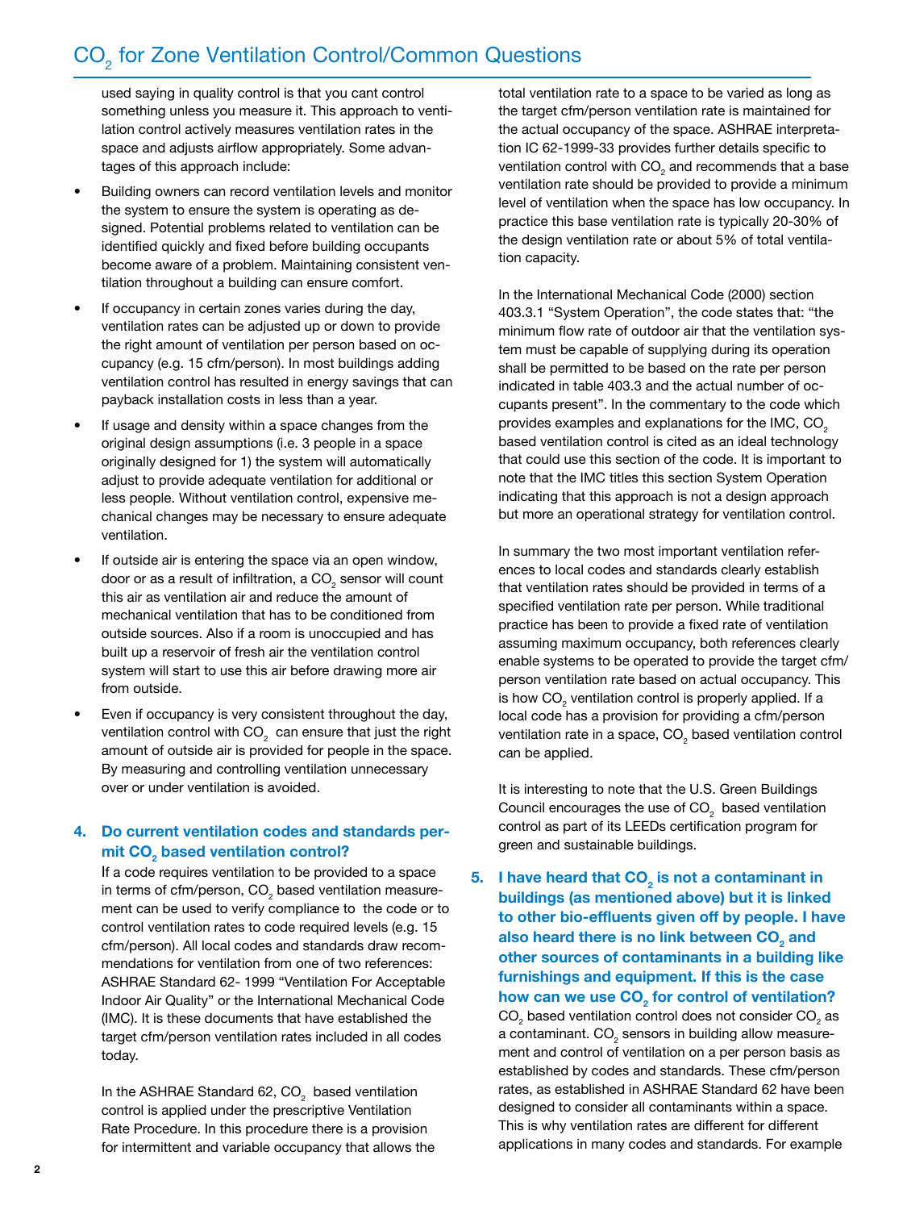used saying in quality control is that you cant control something unless you measure it. This approach to ventilation control actively measures ventilation rates in the space and adjusts airflow appropriately. Some advantages of this approach include:

- Building owners can record ventilation levels and monitor the system to ensure the system is operating as designed. Potential problems related to ventilation can be identified quickly and fixed before building occupants become aware of a problem. Maintaining consistent ventilation throughout a building can ensure comfort.
- If occupancy in certain zones varies during the day, ventilation rates can be adjusted up or down to provide the right amount of ventilation per person based on occupancy (e.g. 15 cfm/person). In most buildings adding ventilation control has resulted in energy savings that can payback installation costs in less than a year.
- If usage and density within a space changes from the original design assumptions (i.e. 3 people in a space originally designed for 1) the system will automatically adjust to provide adequate ventilation for additional or less people. Without ventilation control, expensive mechanical changes may be necessary to ensure adequate ventilation.
- If outside air is entering the space via an open window, door or as a result of infiltration, a $CO_2$ sensor will count this air as ventilation air and reduce the amount of mechanical ventilation that has to be conditioned from outside sources. Also if a room is unoccupied and has built up a reservoir of fresh air the ventilation control system will start to use this air before drawing more air from outside.
- Even if occupancy is very consistent throughout the day, ventilation control with $CO_2$ can ensure that just the right amount of outside air is provided for people in the space. By measuring and controlling ventilation unnecessary over or under ventilation is avoided.

### 4. Do current ventilation codes and standards permit $CO_2$ based ventilation control?

If a code requires ventilation to be provided to a space in terms of cfm/person, $CO_2$ based ventilation measurement can be used to verify compliance to the code or to control ventilation rates to code required levels (e.g. 15 cfm/person). All local codes and standards draw recommendations for ventilation from one of two references: ASHRAE Standard 62- 1999 "Ventilation For Acceptable Indoor Air Quality" or the International Mechanical Code (IMC). It is these documents that have established the target cfm/person ventilation rates included in all codes today.

In the ASHRAE Standard 62, $CO_2$ based ventilation control is applied under the prescriptive Ventilation Rate Procedure. In this procedure there is a provision for intermittent and variable occupancy that allows the total ventilation rate to a space to be varied as long as the target cfm/person ventilation rate is maintained for the actual occupancy of the space. ASHRAE interpretation IC 62-1999-33 provides further details specific to ventilation control with $CO_2$ and recommends that a base ventilation rate should be provided to provide a minimum level of ventilation when the space has low occupancy. In practice this base ventilation rate is typically 20-30% of the design ventilation rate or about 5% of total ventilation capacity.

In the International Mechanical Code (2000) section 403.3.1 "System Operation", the code states that: "the minimum flow rate of outdoor air that the ventilation system must be capable of supplying during its operation shall be permitted to be based on the rate per person indicated in table 403.3 and the actual number of occupants present". In the commentary to the code which provides examples and explanations for the IMC, $CO_2$ based ventilation control is cited as an ideal technology that could use this section of the code. It is important to note that the IMC titles this section System Operation indicating that this approach is not a design approach but more an operational strategy for ventilation control.

In summary the two most important ventilation references to local codes and standards clearly establish that ventilation rates should be provided in terms of a specified ventilation rate per person. While traditional practice has been to provide a fixed rate of ventilation assuming maximum occupancy, both references clearly enable systems to be operated to provide the target cfm/person ventilation rate based on actual occupancy. This is how $CO_2$ ventilation control is properly applied. If a local code has a provision for providing a cfm/person ventilation rate in a space, $CO_2$ based ventilation control can be applied.

It is interesting to note that the U.S. Green Buildings Council encourages the use of $CO_2$ based ventilation control as part of its LEEDs certification program for green and sustainable buildings.

### 5. I have heard that $CO_2$ is not a contaminant in buildings (as mentioned above) but it is linked to other bio-effluents given off by people. I have also heard there is no link between $CO_2$ and other sources of contaminants in a building like furnishings and equipment. If this is the case how can we use $CO_2$ for control of ventilation?

$CO_2$ based ventilation control does not consider $CO_2$ as a contaminant. $CO_2$ sensors in building allow measurement and control of ventilation on a per person basis as established by codes and standards. These cfm/person rates, as established in ASHRAE Standard 62 have been designed to consider all contaminants within a space. This is why ventilation rates are different for different applications in many codes and standards. For example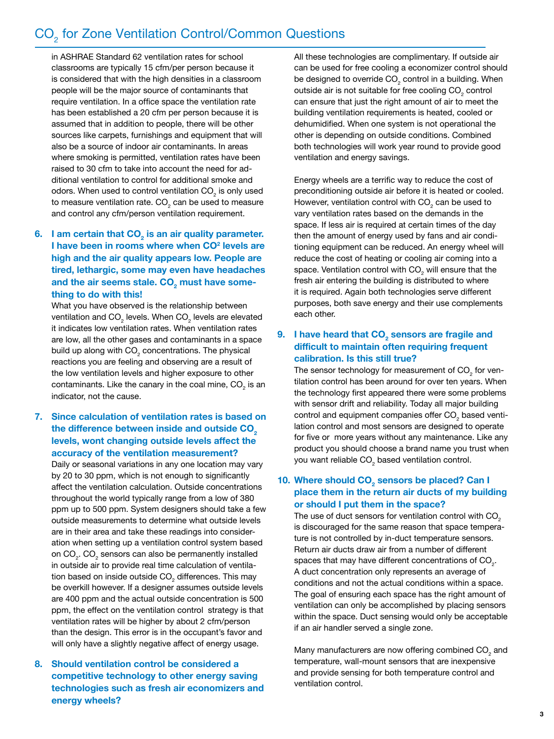in ASHRAE Standard 62 ventilation rates for school classrooms are typically 15 cfm/per person because it is considered that with the high densities in a classroom people will be the major source of contaminants that require ventilation. In a office space the ventilation rate has been established a 20 cfm per person because it is assumed that in addition to people, there will be other sources like carpets, furnishings and equipment that will also be a source of indoor air contaminants. In areas where smoking is permitted, ventilation rates have been raised to 30 cfm to take into account the need for additional ventilation to control for additional smoke and odors. When used to control ventilation $CO_2$ is only used to measure ventilation rate. $CO_2$ can be used to measure and control any cfm/person ventilation requirement.

### 6. I am certain that $CO_2$ is an air quality parameter. I have been in rooms where when $CO^2$ levels are high and the air quality appears low. People are tired, lethargic, some may even have headaches and the air seems stale. $CO_2$ must have something to do with this!

What you have observed is the relationship between ventilation and $CO_2$ levels. When $CO_2$ levels are elevated it indicates low ventilation rates. When ventilation rates are low, all the other gases and contaminants in a space build up along with $CO_2$ concentrations. The physical reactions you are feeling and observing are a result of the low ventilation levels and higher exposure to other contaminants. Like the canary in the coal mine, $CO_2$ is an indicator, not the cause.

### 7. Since calculation of ventilation rates is based on the difference between inside and outside $CO_2$ levels, wont changing outside levels affect the accuracy of the ventilation measurement?

Daily or seasonal variations in any one location may vary by 20 to 30 ppm, which is not enough to significantly affect the ventilation calculation. Outside concentrations throughout the world typically range from a low of 380 ppm up to 500 ppm. System designers should take a few outside measurements to determine what outside levels are in their area and take these readings into consideration when setting up a ventilation control system based on $CO_2$. $CO_2$ sensors can also be permanently installed in outside air to provide real time calculation of ventilation based on inside outside $CO_2$ differences. This may be overkill however. If a designer assumes outside levels are 400 ppm and the actual outside concentration is 500 ppm, the effect on the ventilation control strategy is that ventilation rates will be higher by about 2 cfm/person than the design. This error is in the occupant's favor and will only have a slightly negative affect of energy usage.

### 8. Should ventilation control be considered a competitive technology to other energy saving technologies such as fresh air economizers and energy wheels?

All these technologies are complimentary. If outside air can be used for free cooling a economizer control should be designed to override $CO_2$ control in a building. When outside air is not suitable for free cooling $CO_2$ control can ensure that just the right amount of air to meet the building ventilation requirements is heated, cooled or dehumidified. When one system is not operational the other is depending on outside conditions. Combined both technologies will work year round to provide good ventilation and energy savings.

Energy wheels are a terrific way to reduce the cost of preconditioning outside air before it is heated or cooled. However, ventilation control with $CO_2$ can be used to vary ventilation rates based on the demands in the space. If less air is required at certain times of the day then the amount of energy used by fans and air conditioning equipment can be reduced. An energy wheel will reduce the cost of heating or cooling air coming into a space. Ventilation control with $CO_2$ will ensure that the fresh air entering the building is distributed to where it is required. Again both technologies serve different purposes, both save energy and their use complements each other.

### 9. I have heard that $CO_2$ sensors are fragile and difficult to maintain often requiring frequent calibration. Is this still true?

The sensor technology for measurement of $CO_2$ for ventilation control has been around for over ten years. When the technology first appeared there were some problems with sensor drift and reliability. Today all major building control and equipment companies offer $CO_2$ based ventilation control and most sensors are designed to operate for five or more years without any maintenance. Like any product you should choose a brand name you trust when you want reliable $CO_2$ based ventilation control.

### 10. Where should $CO_2$ sensors be placed? Can I place them in the return air ducts of my building or should I put them in the space?

The use of duct sensors for ventilation control with $CO_2$ is discouraged for the same reason that space temperature is not controlled by in-duct temperature sensors. Return air ducts draw air from a number of different spaces that may have different concentrations of $CO_2$. A duct concentration only represents an average of conditions and not the actual conditions within a space. The goal of ensuring each space has the right amount of ventilation can only be accomplished by placing sensors within the space. Duct sensing would only be acceptable if an air handler served a single zone.

Many manufacturers are now offering combined $CO_2$ and temperature, wall-mount sensors that are inexpensive and provide sensing for both temperature control and ventilation control.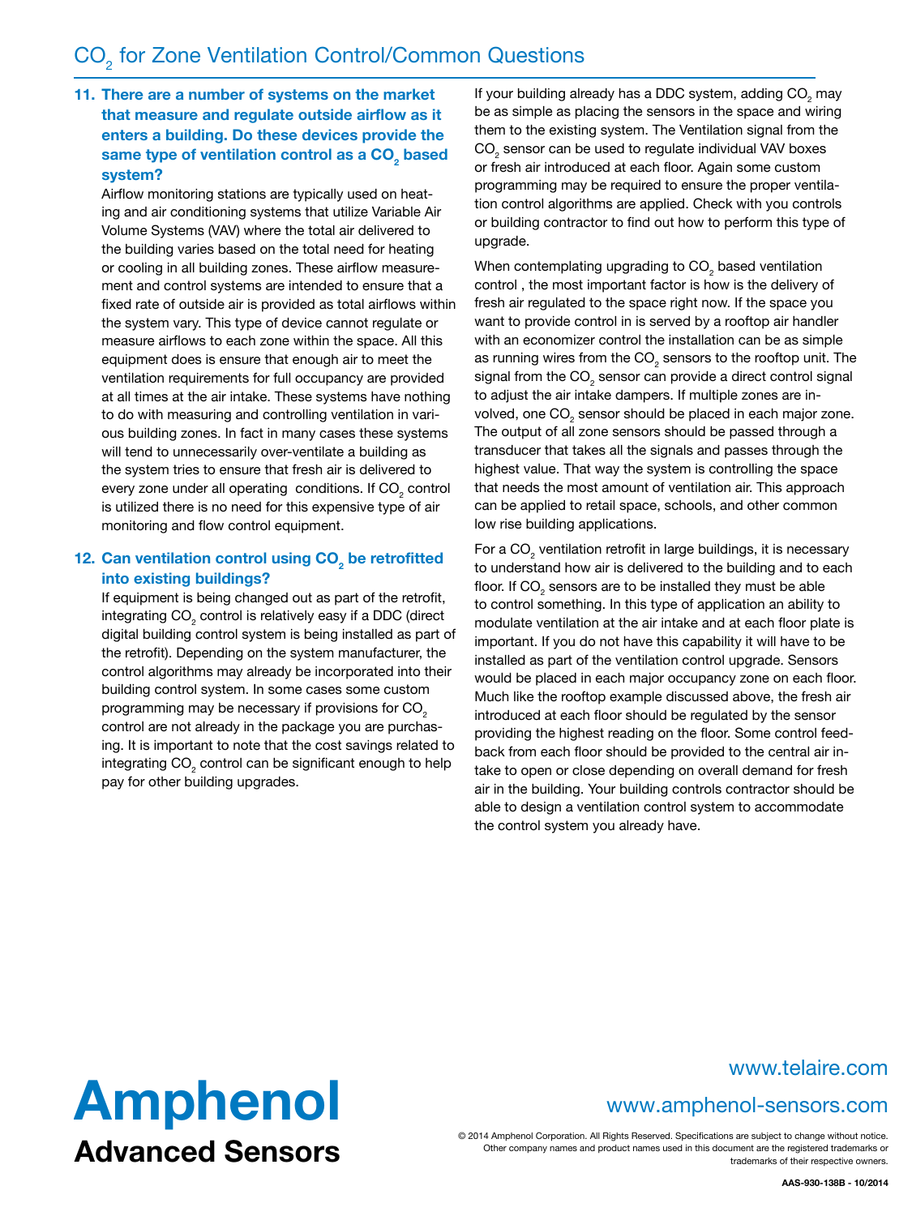## $CO_2$ for Zone Ventilation Control/Common Questions

**11. There are a number of systems on the market that measure and regulate outside airflow as it enters a building. Do these devices provide the same type of ventilation control as a $CO_2$ based system?**

Airflow monitoring stations are typically used on heating and air conditioning systems that utilize Variable Air Volume Systems (VAV) where the total air delivered to the building varies based on the total need for heating or cooling in all building zones. These airflow measurement and control systems are intended to ensure that a fixed rate of outside air is provided as total airflows within the system vary. This type of device cannot regulate or measure airflows to each zone within the space. All this equipment does is ensure that enough air to meet the ventilation requirements for full occupancy are provided at all times at the air intake. These systems have nothing to do with measuring and controlling ventilation in various building zones. In fact in many cases these systems will tend to unnecessarily over-ventilate a building as the system tries to ensure that fresh air is delivered to every zone under all operating conditions. If $CO_2$ control is utilized there is no need for this expensive type of air monitoring and flow control equipment.

**12. Can ventilation control using $CO_2$ be retrofitted into existing buildings?**

If equipment is being changed out as part of the retrofit, integrating $CO_2$ control is relatively easy if a DDC (direct digital building control system is being installed as part of the retrofit). Depending on the system manufacturer, the control algorithms may already be incorporated into their building control system. In some cases some custom programming may be necessary if provisions for $CO_2$ control are not already in the package you are purchasing. It is important to note that the cost savings related to integrating $CO_2$ control can be significant enough to help pay for other building upgrades.

If your building already has a DDC system, adding $CO_2$ may be as simple as placing the sensors in the space and wiring them to the existing system. The Ventilation signal from the $CO_2$ sensor can be used to regulate individual VAV boxes or fresh air introduced at each floor. Again some custom programming may be required to ensure the proper ventilation control algorithms are applied. Check with you controls or building contractor to find out how to perform this type of upgrade.

When contemplating upgrading to $CO_2$ based ventilation control , the most important factor is how is the delivery of fresh air regulated to the space right now. If the space you want to provide control in is served by a rooftop air handler with an economizer control the installation can be as simple as running wires from the $CO_2$ sensors to the rooftop unit. The signal from the $CO_2$ sensor can provide a direct control signal to adjust the air intake dampers. If multiple zones are involved, one $CO_2$ sensor should be placed in each major zone. The output of all zone sensors should be passed through a transducer that takes all the signals and passes through the highest value. That way the system is controlling the space that needs the most amount of ventilation air. This approach can be applied to retail space, schools, and other common low rise building applications.

For a $CO_2$ ventilation retrofit in large buildings, it is necessary to understand how air is delivered to the building and to each floor. If $CO_2$ sensors are to be installed they must be able to control something. In this type of application an ability to modulate ventilation at the air intake and at each floor plate is important. If you do not have this capability it will have to be installed as part of the ventilation control upgrade. Sensors would be placed in each major occupancy zone on each floor. Much like the rooftop example discussed above, the fresh air introduced at each floor should be regulated by the sensor providing the highest reading on the floor. Some control feedback from each floor should be provided to the central air intake to open or close depending on overall demand for fresh air in the building. Your building controls contractor should be able to design a ventilation control system to accommodate the control system you already have.

**Amphenol**
**Advanced Sensors**

www.telaire.com

www.amphenol-sensors.com

© 2014 Amphenol Corporation. All Rights Reserved. Specifications are subject to change without notice. Other company names and product names used in this document are the registered trademarks or trademarks of their respective owners.

AAS-930-138B - 10/2014